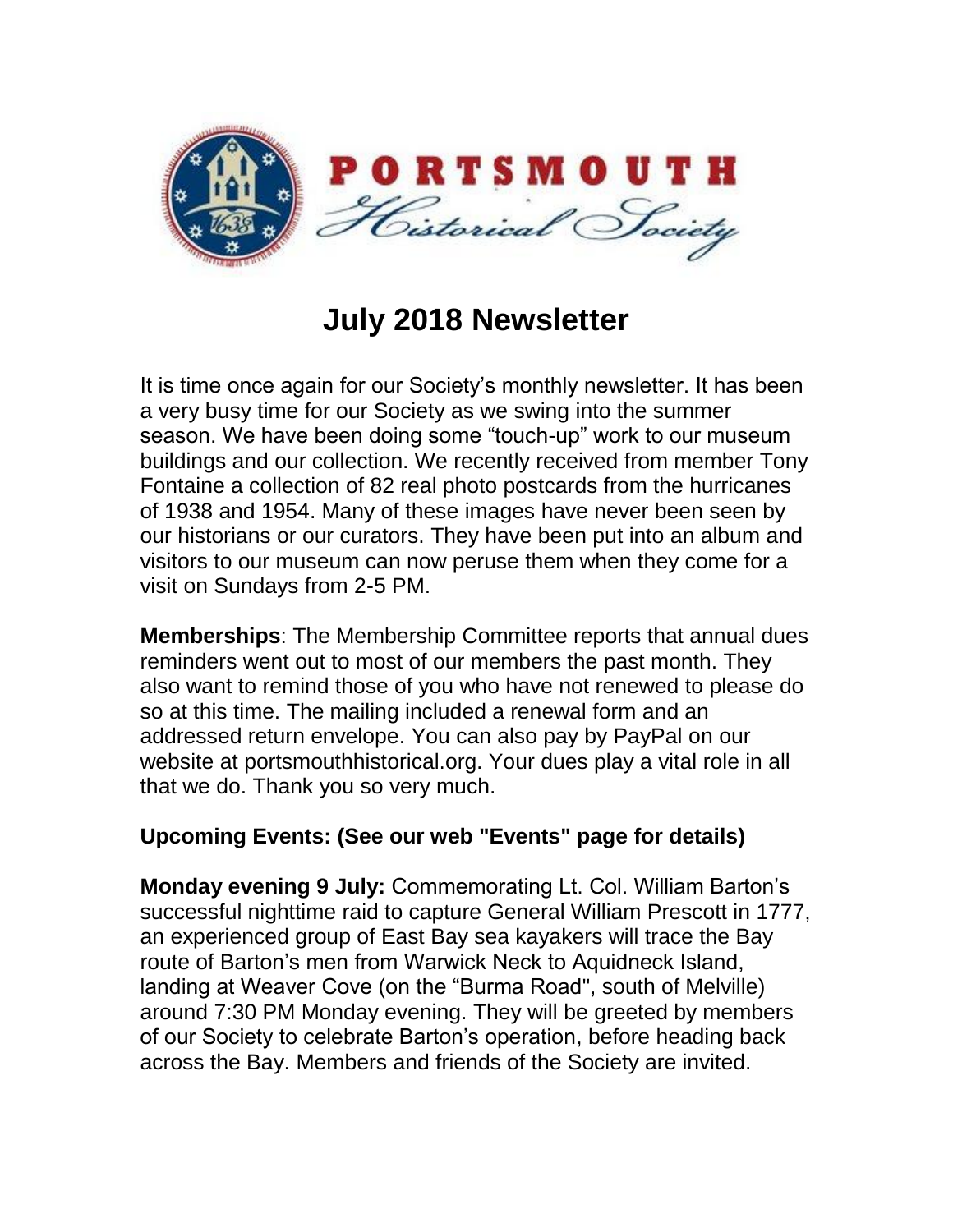PORTSMOUTH Historical Society

# July 2018 Newsletter

It is time once again for our Society's monthly newsletter. It has been a very busy time for our Society as we swing into the summer season. We have been doing some "touch-up" work to our museum buildings and our collection. We recently received from member Tony Fontaine a collection of 82 real photo postcards from the hurricanes of 1938 and 1954. Many of these images have never been seen by our historians or our curators. They have been put into an album and visitors to our museum can now peruse them when they come for a visit on Sundays from 2-5 PM.

**Memberships**: The Membership Committee reports that annual dues reminders went out to most of our members the past month. They also want to remind those of you who have not renewed to please do so at this time. The mailing included a renewal form and an addressed return envelope. You can also pay by PayPal on our website at portsmouthhistorical.org. Your dues play a vital role in all that we do. Thank you so very much.

**Upcoming Events: (See our web "Events" page for details)**

**Monday evening 9 July:** Commemorating Lt. Col. William Barton's successful nighttime raid to capture General William Prescott in 1777, an experienced group of East Bay sea kayakers will trace the Bay route of Barton's men from Warwick Neck to Aquidneck Island, landing at Weaver Cove (on the "Burma Road", south of Melville) around 7:30 PM Monday evening. They will be greeted by members of our Society to celebrate Barton's operation, before heading back across the Bay. Members and friends of the Society are invited.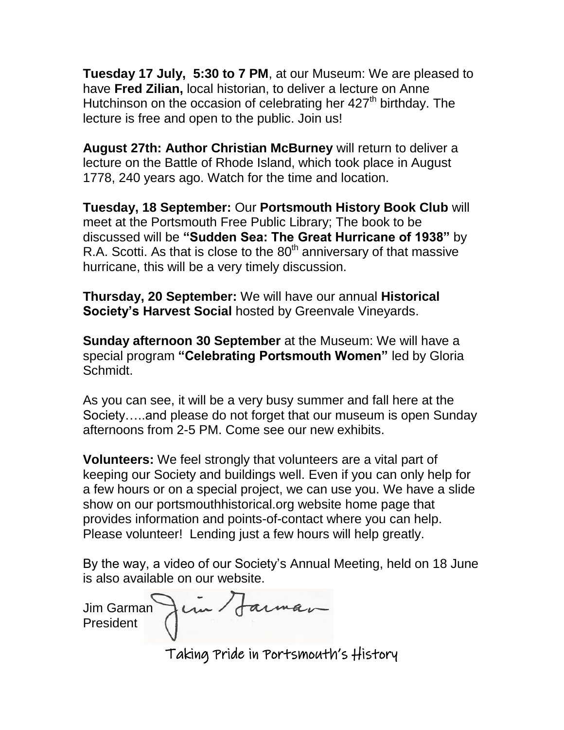**Tuesday 17 July, 5:30 to 7 PM**, at our Museum: We are pleased to have **Fred Zilian,** local historian, to deliver a lecture on Anne Hutchinson on the occasion of celebrating her 427th birthday. The lecture is free and open to the public. Join us!

**August 27th: Author Christian McBurney** will return to deliver a lecture on the Battle of Rhode Island, which took place in August 1778, 240 years ago. Watch for the time and location.

**Tuesday, 18 September:** Our **Portsmouth History Book Club** will meet at the Portsmouth Free Public Library; The book to be discussed will be **"Sudden Sea: The Great Hurricane of 1938"** by R.A. Scotti. As that is close to the 80th anniversary of that massive hurricane, this will be a very timely discussion.

**Thursday, 20 September:** We will have our annual **Historical Society's Harvest Social** hosted by Greenvale Vineyards.

**Sunday afternoon 30 September** at the Museum: We will have a special program **"Celebrating Portsmouth Women"** led by Gloria Schmidt.

As you can see, it will be a very busy summer and fall here at the Society…..and please do not forget that our museum is open Sunday afternoons from 2-5 PM. Come see our new exhibits.

**Volunteers:** We feel strongly that volunteers are a vital part of keeping our Society and buildings well. Even if you can only help for a few hours or on a special project, we can use you. We have a slide show on our portsmouthhistorical.org website home page that provides information and points-of-contact where you can help. Please volunteer! Lending just a few hours will help greatly.

By the way, a video of our Society's Annual Meeting, held on 18 June is also available on our website.

Jim Garman
President

Taking Pride in Portsmouth's History